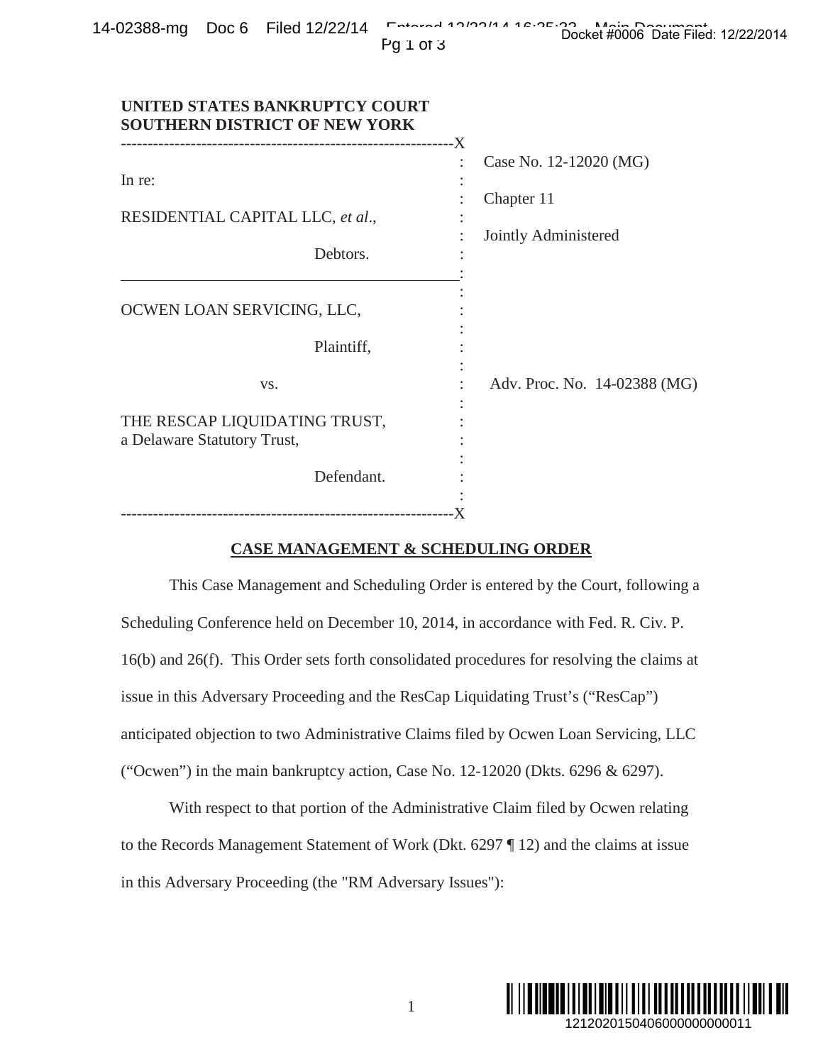**UNITED STATES BANKRUPTCY COURT**
**SOUTHERN DISTRICT OF NEW YORK**

| | |
|---|---|
| In re:<br><br>RESIDENTIAL CAPITAL LLC, *et al*.,<br><br>Debtors. | Case No. 12-12020 (MG)<br><br>Chapter 11<br><br>Jointly Administered |
| OCWEN LOAN SERVICING, LLC,<br><br>Plaintiff,<br><br>vs.<br><br>THE RESCAP LIQUIDATING TRUST,<br>a Delaware Statutory Trust,<br><br>Defendant. | Adv. Proc. No. 14-02388 (MG) |

## CASE MANAGEMENT & SCHEDULING ORDER

This Case Management and Scheduling Order is entered by the Court, following a Scheduling Conference held on December 10, 2014, in accordance with Fed. R. Civ. P. 16(b) and 26(f). This Order sets forth consolidated procedures for resolving the claims at issue in this Adversary Proceeding and the ResCap Liquidating Trust's ("ResCap") anticipated objection to two Administrative Claims filed by Ocwen Loan Servicing, LLC ("Ocwen") in the main bankruptcy action, Case No. 12-12020 (Dkts. 6296 & 6297).

With respect to that portion of the Administrative Claim filed by Ocwen relating to the Records Management Statement of Work (Dkt. 6297 ¶ 12) and the claims at issue in this Adversary Proceeding (the "RM Adversary Issues"):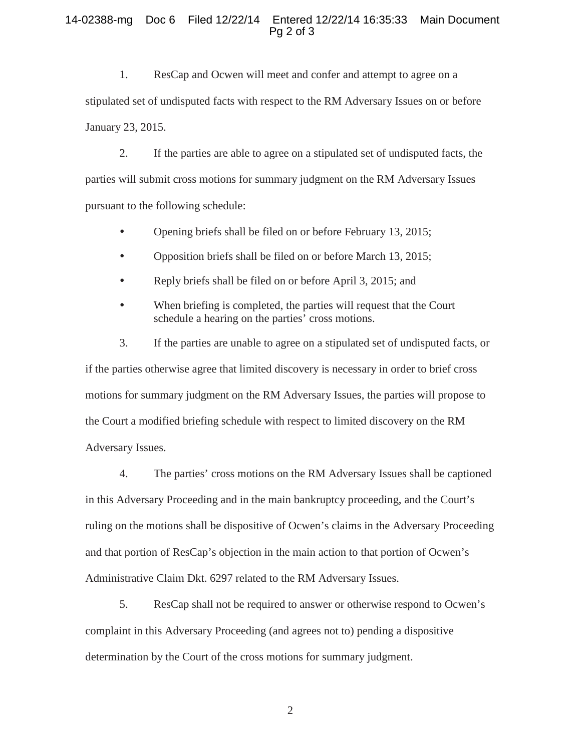1. ResCap and Ocwen will meet and confer and attempt to agree on a stipulated set of undisputed facts with respect to the RM Adversary Issues on or before January 23, 2015.

2. If the parties are able to agree on a stipulated set of undisputed facts, the parties will submit cross motions for summary judgment on the RM Adversary Issues pursuant to the following schedule:

- Opening briefs shall be filed on or before February 13, 2015;
- Opposition briefs shall be filed on or before March 13, 2015;
- Reply briefs shall be filed on or before April 3, 2015; and
- When briefing is completed, the parties will request that the Court schedule a hearing on the parties' cross motions.

3. If the parties are unable to agree on a stipulated set of undisputed facts, or if the parties otherwise agree that limited discovery is necessary in order to brief cross motions for summary judgment on the RM Adversary Issues, the parties will propose to the Court a modified briefing schedule with respect to limited discovery on the RM Adversary Issues.

4. The parties' cross motions on the RM Adversary Issues shall be captioned in this Adversary Proceeding and in the main bankruptcy proceeding, and the Court's ruling on the motions shall be dispositive of Ocwen's claims in the Adversary Proceeding and that portion of ResCap's objection in the main action to that portion of Ocwen's Administrative Claim Dkt. 6297 related to the RM Adversary Issues.

5. ResCap shall not be required to answer or otherwise respond to Ocwen's complaint in this Adversary Proceeding (and agrees not to) pending a dispositive determination by the Court of the cross motions for summary judgment.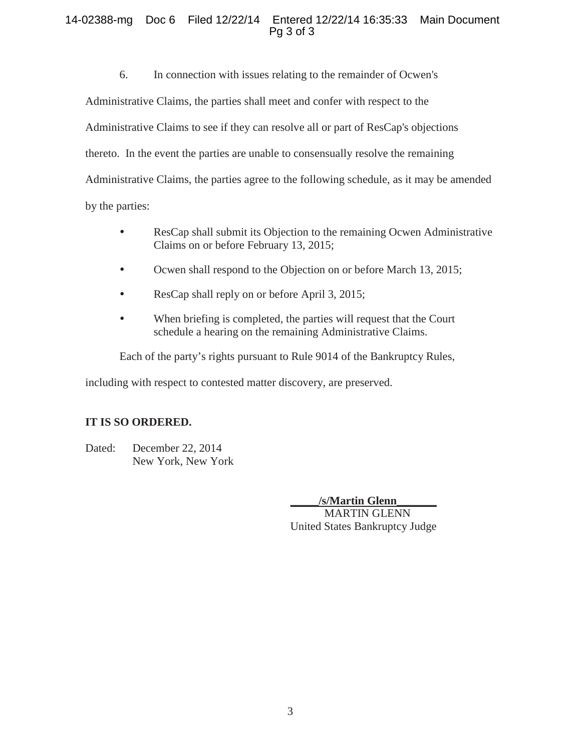6. In connection with issues relating to the remainder of Ocwen's Administrative Claims, the parties shall meet and confer with respect to the Administrative Claims to see if they can resolve all or part of ResCap's objections thereto. In the event the parties are unable to consensually resolve the remaining Administrative Claims, the parties agree to the following schedule, as it may be amended by the parties:

- ResCap shall submit its Objection to the remaining Ocwen Administrative Claims on or before February 13, 2015;
- Ocwen shall respond to the Objection on or before March 13, 2015;
- ResCap shall reply on or before April 3, 2015;
- When briefing is completed, the parties will request that the Court schedule a hearing on the remaining Administrative Claims.

Each of the party's rights pursuant to Rule 9014 of the Bankruptcy Rules, including with respect to contested matter discovery, are preserved.

**IT IS SO ORDERED.**

Dated: December 22, 2014
New York, New York

**_____/s/Martin Glenn_______**
MARTIN GLENN
United States Bankruptcy Judge